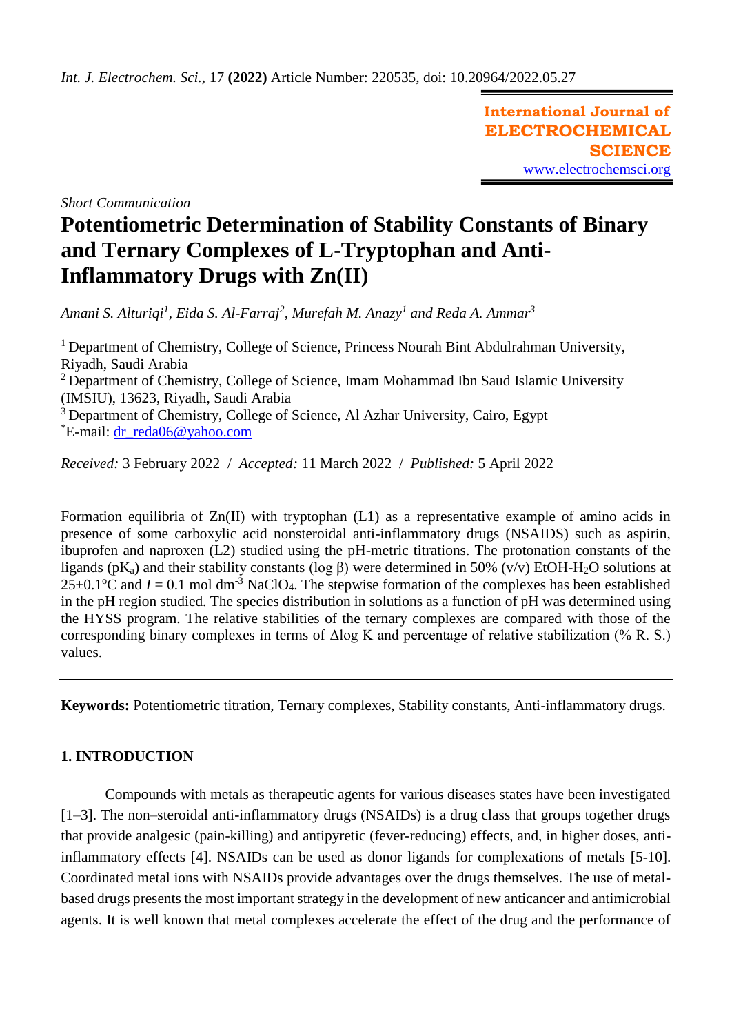*Int. J. Electrochem. Sci.*, 17 **(2022)** Article Number: 220535, doi: 10.20964/2022.05.27

**International Journal of ELECTROCHEMICAL SCIENCE**
www.electrochemsci.org

*Short Communication*

# Potentiometric Determination of Stability Constants of Binary and Ternary Complexes of L-Tryptophan and Anti-Inflammatory Drugs with Zn(II)

*Amani S. Alturiqi[1], Eida S. Al-Farraj[2], Murefah M. Anazy[1] and Reda A. Ammar[3]*

[1] Department of Chemistry, College of Science, Princess Nourah Bint Abdulrahman University, Riyadh, Saudi Arabia
[2] Department of Chemistry, College of Science, Imam Mohammad Ibn Saud Islamic University (IMSIU), 13623, Riyadh, Saudi Arabia
[3] Department of Chemistry, College of Science, Al Azhar University, Cairo, Egypt
[*]E-mail: dr_reda06@yahoo.com

*Received:* 3 February 2022 / *Accepted:* 11 March 2022 / *Published:* 5 April 2022

---

Formation equilibria of Zn(II) with tryptophan (L1) as a representative example of amino acids in presence of some carboxylic acid nonsteroidal anti-inflammatory drugs (NSAIDS) such as aspirin, ibuprofen and naproxen (L2) studied using the pH-metric titrations. The protonation constants of the ligands ($pK_a$) and their stability constants (log β) were determined in 50% (v/v) EtOH-$H_2O$ solutions at 25±0.1°C and $I$ = 0.1 mol $dm^{-3}$ $NaClO_4$. The stepwise formation of the complexes has been established in the pH region studied. The species distribution in solutions as a function of pH was determined using the HYSS program. The relative stabilities of the ternary complexes are compared with those of the corresponding binary complexes in terms of Δlog K and percentage of relative stabilization (% R. S.) values.

---

**Keywords:** Potentiometric titration, Ternary complexes, Stability constants, Anti-inflammatory drugs.

## 1. INTRODUCTION

Compounds with metals as therapeutic agents for various diseases states have been investigated [1–3]. The non–steroidal anti-inflammatory drugs (NSAIDs) is a drug class that groups together drugs that provide analgesic (pain-killing) and antipyretic (fever-reducing) effects, and, in higher doses, anti-inflammatory effects [4]. NSAIDs can be used as donor ligands for complexations of metals [5-10]. Coordinated metal ions with NSAIDs provide advantages over the drugs themselves. The use of metal-based drugs presents the most important strategy in the development of new anticancer and antimicrobial agents. It is well known that metal complexes accelerate the effect of the drug and the performance of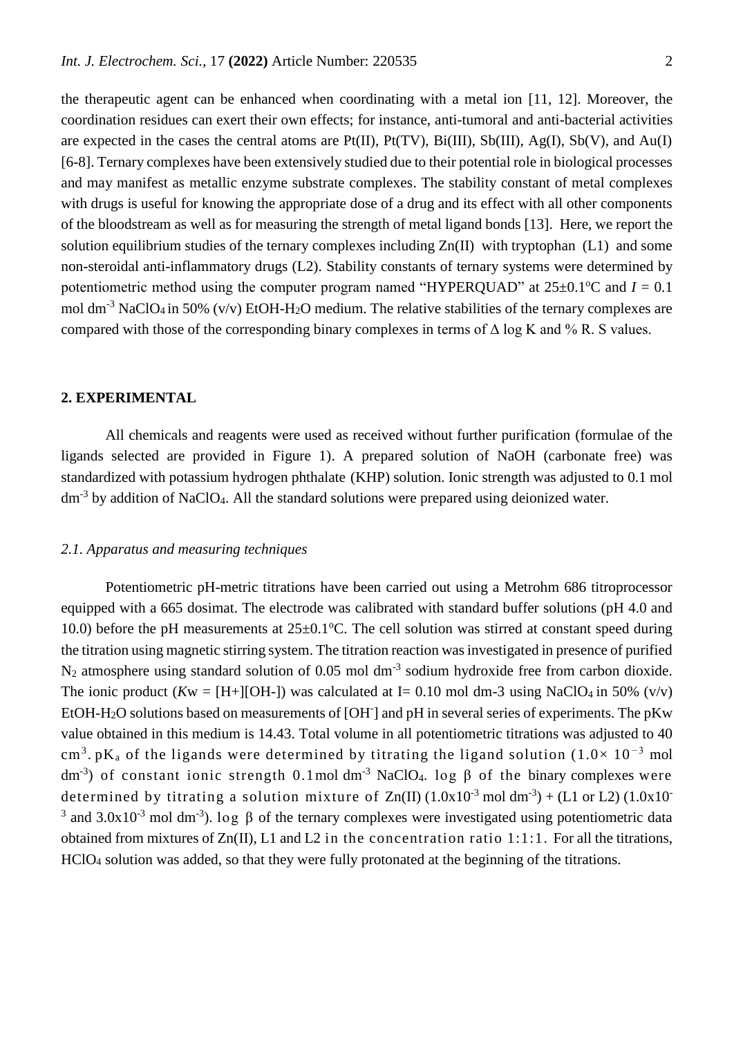the therapeutic agent can be enhanced when coordinating with a metal ion [11, 12]. Moreover, the coordination residues can exert their own effects; for instance, anti-tumoral and anti-bacterial activities are expected in the cases the central atoms are Pt(II), Pt(TV), Bi(III), Sb(III), Ag(I), Sb(V), and Au(I) [6-8]. Ternary complexes have been extensively studied due to their potential role in biological processes and may manifest as metallic enzyme substrate complexes. The stability constant of metal complexes with drugs is useful for knowing the appropriate dose of a drug and its effect with all other components of the bloodstream as well as for measuring the strength of metal ligand bonds [13]. Here, we report the solution equilibrium studies of the ternary complexes including Zn(II) with tryptophan (L1) and some non-steroidal anti-inflammatory drugs (L2). Stability constants of ternary systems were determined by potentiometric method using the computer program named "HYPERQUAD" at 25±0.1°C and $I$ = 0.1 mol dm$^{-3}$ $NaClO_4$ in 50% (v/v) EtOH-$H_2O$ medium. The relative stabilities of the ternary complexes are compared with those of the corresponding binary complexes in terms of $\Delta$ log K and % R. S values.

## 2. EXPERIMENTAL

All chemicals and reagents were used as received without further purification (formulae of the ligands selected are provided in Figure 1). A prepared solution of NaOH (carbonate free) was standardized with potassium hydrogen phthalate (KHP) solution. Ionic strength was adjusted to 0.1 mol dm$^{-3}$ by addition of $NaClO_4$. All the standard solutions were prepared using deionized water.

### *2.1. Apparatus and measuring techniques*

Potentiometric pH-metric titrations have been carried out using a Metrohm 686 titroprocessor equipped with a 665 dosimat. The electrode was calibrated with standard buffer solutions (pH 4.0 and 10.0) before the pH measurements at 25±0.1°C. The cell solution was stirred at constant speed during the titration using magnetic stirring system. The titration reaction was investigated in presence of purified $N_2$ atmosphere using standard solution of 0.05 mol dm$^{-3}$ sodium hydroxide free from carbon dioxide. The ionic product ($K$w = [H+][OH-]) was calculated at I= 0.10 mol dm-3 using $NaClO_4$ in 50% (v/v) EtOH-$H_2O$ solutions based on measurements of [$OH^-$] and pH in several series of experiments. The pKw value obtained in this medium is 14.43. Total volume in all potentiometric titrations was adjusted to 40 cm$^3$. p$K_a$ of the ligands were determined by titrating the ligand solution ($1.0\times 10^{-3}$ mol dm$^{-3}$) of constant ionic strength 0.1 mol dm$^{-3}$ $NaClO_4$. log $\beta$ of the binary complexes were determined by titrating a solution mixture of Zn(II) ($1.0\text{x}10^{-3}$ mol dm$^{-3}$) + (L1 or L2) ($1.0\text{x}10^{-3}$ and $3.0\text{x}10^{-3}$ mol dm$^{-3}$). log $\beta$ of the ternary complexes were investigated using potentiometric data obtained from mixtures of Zn(II), L1 and L2 in the concentration ratio 1:1:1. For all the titrations, $HClO_4$ solution was added, so that they were fully protonated at the beginning of the titrations.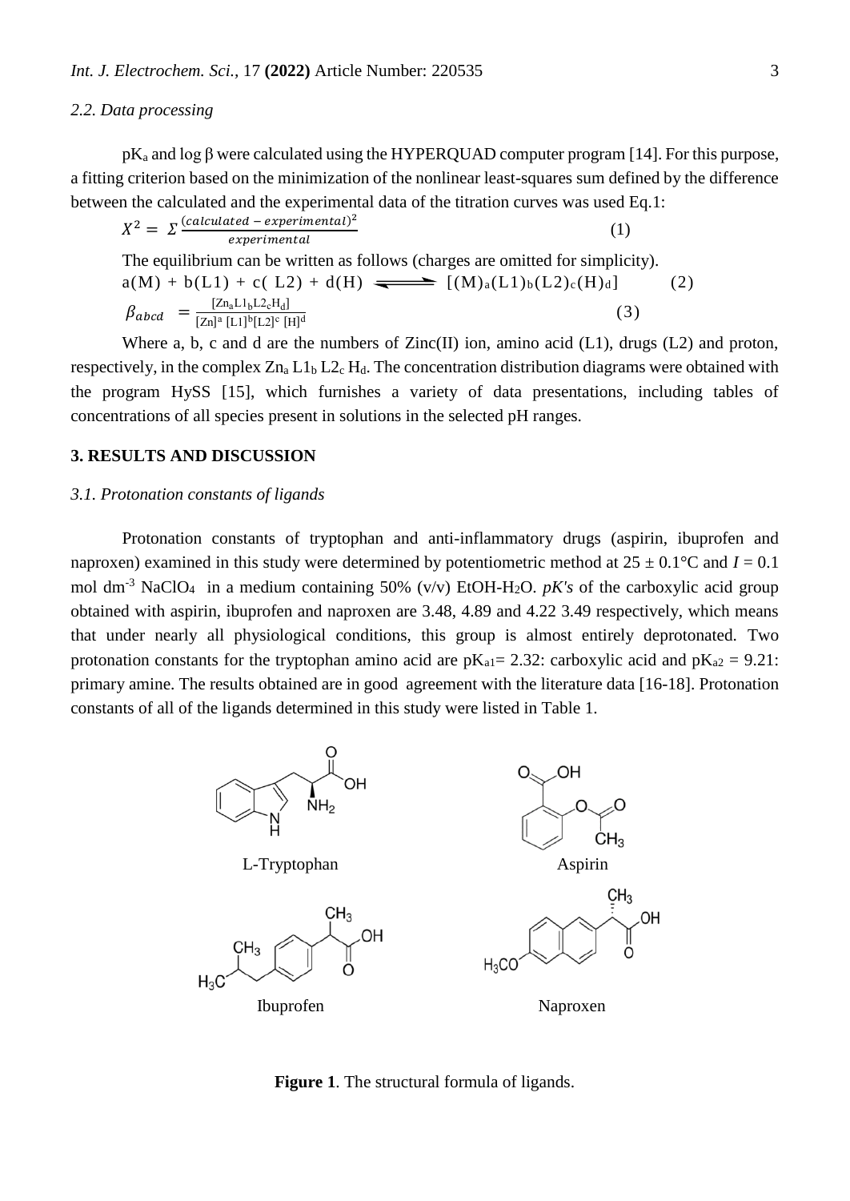### 2.2. Data processing

$pK_a$ and log β were calculated using the HYPERQUAD computer program [14]. For this purpose, a fitting criterion based on the minimization of the nonlinear least-squares sum defined by the difference between the calculated and the experimental data of the titration curves was used Eq.1:

$$X^2 = \Sigma \frac{(calculated - experimental)^2}{experimental} \quad (1)$$

The equilibrium can be written as follows (charges are omitted for simplicity).

$$a(M) + b(L1) + c(L2) + d(H) \rightleftharpoons [(M)_a(L1)_b(L2)_c(H)_d] \quad (2)$$

$$\beta_{abcd} = \frac{[Zn_aL1_bL2_cH_d]}{[Zn]^a\,[L1]^b[L2]^c\,[H]^d} \quad (3)$$

Where a, b, c and d are the numbers of Zinc(II) ion, amino acid (L1), drugs (L2) and proton, respectively, in the complex $Zn_a\, L1_b\, L2_c\, H_d$. The concentration distribution diagrams were obtained with the program HySS [15], which furnishes a variety of data presentations, including tables of concentrations of all species present in solutions in the selected pH ranges.

## 3. RESULTS AND DISCUSSION

### 3.1. Protonation constants of ligands

Protonation constants of tryptophan and anti-inflammatory drugs (aspirin, ibuprofen and naproxen) examined in this study were determined by potentiometric method at 25 ± 0.1°C and $I$ = 0.1 mol dm$^{-3}$ $NaClO_4$ in a medium containing 50% (v/v) EtOH-$H_2O$. *pK's* of the carboxylic acid group obtained with aspirin, ibuprofen and naproxen are 3.48, 4.89 and 4.22 3.49 respectively, which means that under nearly all physiological conditions, this group is almost entirely deprotonated. Two protonation constants for the tryptophan amino acid are $pK_{a1}$= 2.32: carboxylic acid and $pK_{a2}$ = 9.21: primary amine. The results obtained are in good agreement with the literature data [16-18]. Protonation constants of all of the ligands determined in this study were listed in Table 1.

L-Tryptophan

Aspirin

Ibuprofen

Naproxen

**Figure 1**. The structural formula of ligands.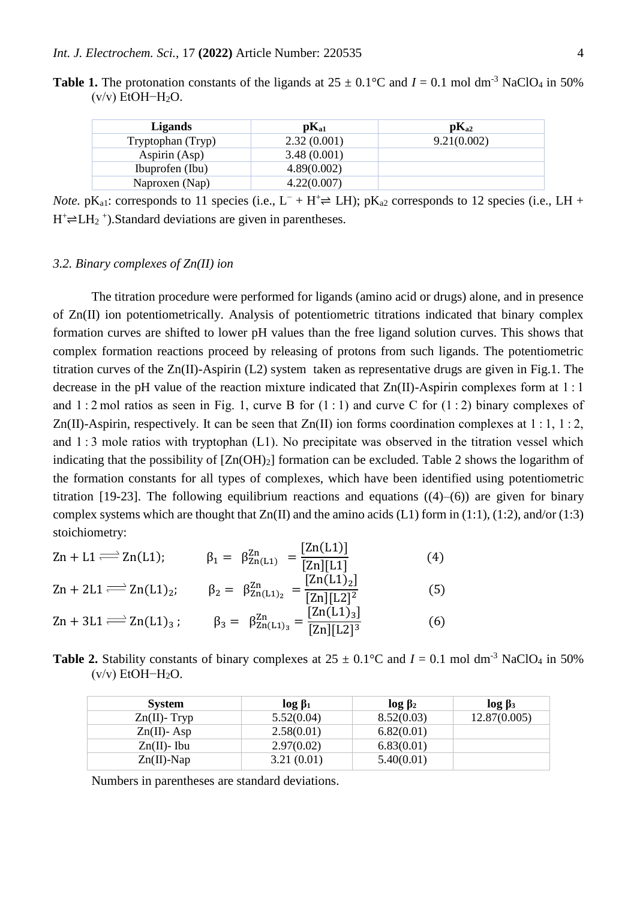**Table 1.** The protonation constants of the ligands at 25 ± 0.1°C and $I$ = 0.1 mol dm$^{-3}$ $NaClO_4$ in 50% (v/v) EtOH−$H_2O$.

| Ligands | pK$_{a1}$ | pK$_{a2}$ |
|---|---|---|
| Tryptophan (Tryp) | 2.32 (0.001) | 9.21(0.002) |
| Aspirin (Asp) | 3.48 (0.001) | |
| Ibuprofen (Ibu) | 4.89(0.002) | |
| Naproxen (Nap) | 4.22(0.007) | |

*Note.* pK$_{a1}$: corresponds to 11 species (i.e., $L^- + H^+ \rightleftharpoons LH$); pK$_{a2}$ corresponds to 12 species (i.e., $LH + H^+ \rightleftharpoons LH_2{}^+$).Standard deviations are given in parentheses.

### *3.2. Binary complexes of Zn(II) ion*

The titration procedure were performed for ligands (amino acid or drugs) alone, and in presence of Zn(II) ion potentiometrically. Analysis of potentiometric titrations indicated that binary complex formation curves are shifted to lower pH values than the free ligand solution curves. This shows that complex formation reactions proceed by releasing of protons from such ligands. The potentiometric titration curves of the Zn(II)-Aspirin (L2) system taken as representative drugs are given in Fig.1. The decrease in the pH value of the reaction mixture indicated that Zn(II)-Aspirin complexes form at 1 : 1 and 1 : 2 mol ratios as seen in Fig. 1, curve B for (1 : 1) and curve C for (1 : 2) binary complexes of Zn(II)-Aspirin, respectively. It can be seen that Zn(II) ion forms coordination complexes at 1 : 1, 1 : 2, and 1 : 3 mole ratios with tryptophan (L1). No precipitate was observed in the titration vessel which indicating that the possibility of [$Zn(OH)_2$] formation can be excluded. Table 2 shows the logarithm of the formation constants for all types of complexes, which have been identified using potentiometric titration [19-23]. The following equilibrium reactions and equations ((4)–(6)) are given for binary complex systems which are thought that Zn(II) and the amino acids (L1) form in (1:1), (1:2), and/or (1:3) stoichiometry:

$$\mathrm{Zn} + \mathrm{L1} \rightleftharpoons \mathrm{Zn(L1)}; \qquad \beta_1 = \beta^{\mathrm{Zn}}_{\mathrm{Zn(L1)}} = \frac{[\mathrm{Zn(L1)}]}{[\mathrm{Zn}][\mathrm{L1}]} \qquad (4)$$

$$\mathrm{Zn} + 2\mathrm{L1} \rightleftharpoons \mathrm{Zn(L1)_2}; \qquad \beta_2 = \beta^{\mathrm{Zn}}_{\mathrm{Zn(L1)_2}} = \frac{[\mathrm{Zn(L1)_2}]}{[\mathrm{Zn}][\mathrm{L2}]^2} \qquad (5)$$

$$\mathrm{Zn} + 3\mathrm{L1} \rightleftharpoons \mathrm{Zn(L1)_3}; \qquad \beta_3 = \beta^{\mathrm{Zn}}_{\mathrm{Zn(L1)_3}} = \frac{[\mathrm{Zn(L1)_3}]}{[\mathrm{Zn}][\mathrm{L2}]^3} \qquad (6)$$

**Table 2.** Stability constants of binary complexes at 25 ± 0.1°C and $I$ = 0.1 mol dm$^{-3}$ $NaClO_4$ in 50% (v/v) EtOH−$H_2O$.

| System | log β$_1$ | log β$_2$ | log β$_3$ |
|---|---|---|---|
| Zn(II)- Tryp | 5.52(0.04) | 8.52(0.03) | 12.87(0.005) |
| Zn(II)- Asp | 2.58(0.01) | 6.82(0.01) | |
| Zn(II)- Ibu | 2.97(0.02) | 6.83(0.01) | |
| Zn(II)-Nap | 3.21 (0.01) | 5.40(0.01) | |

Numbers in parentheses are standard deviations.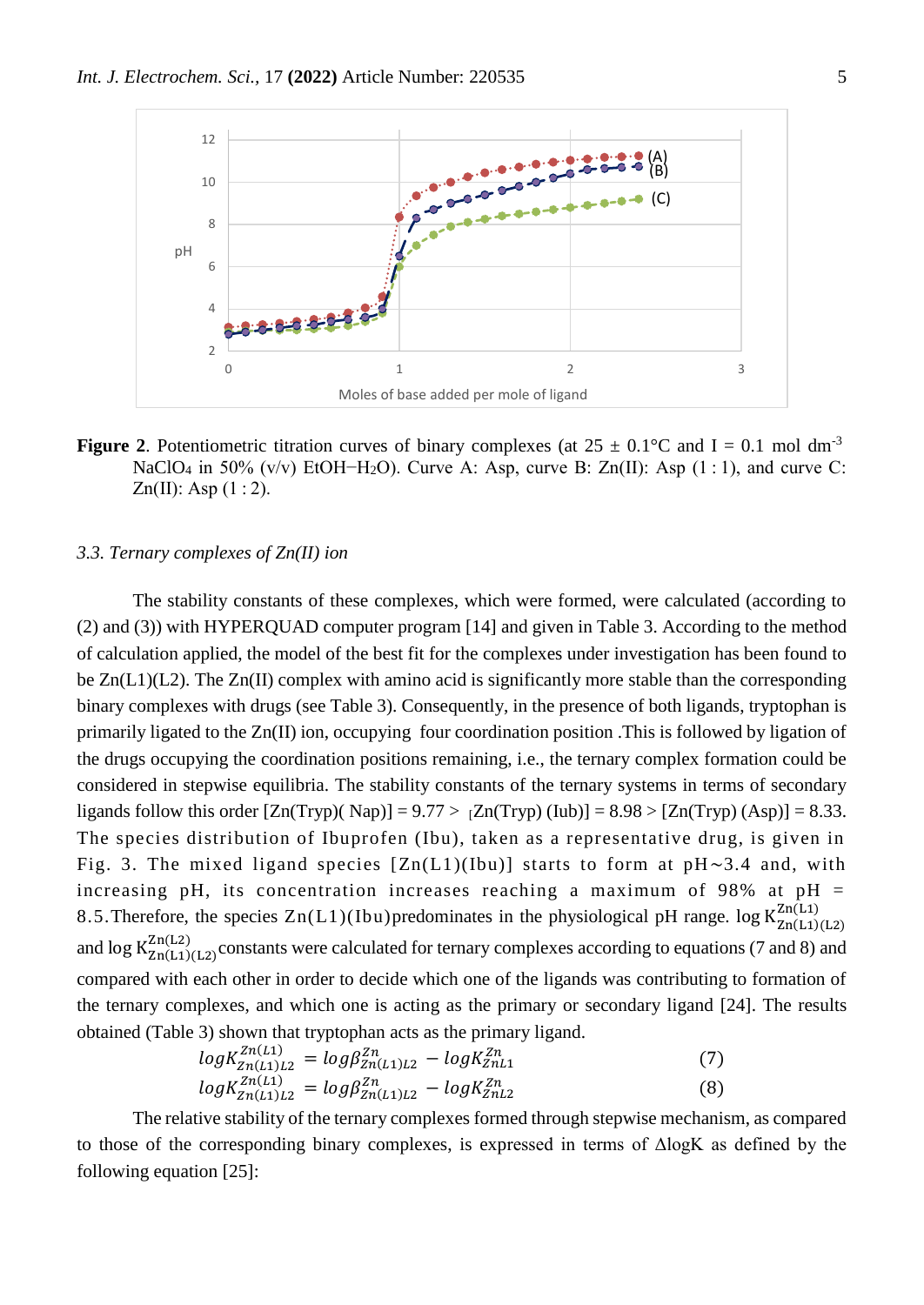**Figure 2**. Potentiometric titration curves of binary complexes (at 25 ± 0.1°C and I = 0.1 mol $dm^{-3}$ $NaClO_4$ in 50% (v/v) EtOH−$H_2O$). Curve A: Asp, curve B: Zn(II): Asp (1 : 1), and curve C: Zn(II): Asp (1 : 2).

### 3.3. Ternary complexes of Zn(II) ion

The stability constants of these complexes, which were formed, were calculated (according to (2) and (3)) with HYPERQUAD computer program [14] and given in Table 3. According to the method of calculation applied, the model of the best fit for the complexes under investigation has been found to be Zn(L1)(L2). The Zn(II) complex with amino acid is significantly more stable than the corresponding binary complexes with drugs (see Table 3). Consequently, in the presence of both ligands, tryptophan is primarily ligated to the Zn(II) ion, occupying four coordination position .This is followed by ligation of the drugs occupying the coordination positions remaining, i.e., the ternary complex formation could be considered in stepwise equilibria. The stability constants of the ternary systems in terms of secondary ligands follow this order [Zn(Tryp)( Nap)] = 9.77 > [Zn(Tryp) (Iub)] = 8.98 > [Zn(Tryp) (Asp)] = 8.33. The species distribution of Ibuprofen (Ibu), taken as a representative drug, is given in Fig. 3. The mixed ligand species [Zn(L1)(Ibu)] starts to form at pH~3.4 and, with increasing pH, its concentration increases reaching a maximum of 98% at pH = 8.5.Therefore, the species Zn(L1)(Ibu)predominates in the physiological pH range. $\log K^{Zn(L1)}_{Zn(L1)(L2)}$ and $\log K^{Zn(L2)}_{Zn(L1)(L2)}$ constants were calculated for ternary complexes according to equations (7 and 8) and compared with each other in order to decide which one of the ligands was contributing to formation of the ternary complexes, and which one is acting as the primary or secondary ligand [24]. The results obtained (Table 3) shown that tryptophan acts as the primary ligand.

$$logK^{Zn(L1)}_{Zn(L1)L2} = log\beta^{Zn}_{Zn(L1)L2} - logK^{Zn}_{ZnL1} \qquad (7)$$

$$logK^{Zn(L1)}_{Zn(L1)L2} = log\beta^{Zn}_{Zn(L1)L2} - logK^{Zn}_{ZnL2} \qquad (8)$$

The relative stability of the ternary complexes formed through stepwise mechanism, as compared to those of the corresponding binary complexes, is expressed in terms of ΔlogK as defined by the following equation [25]: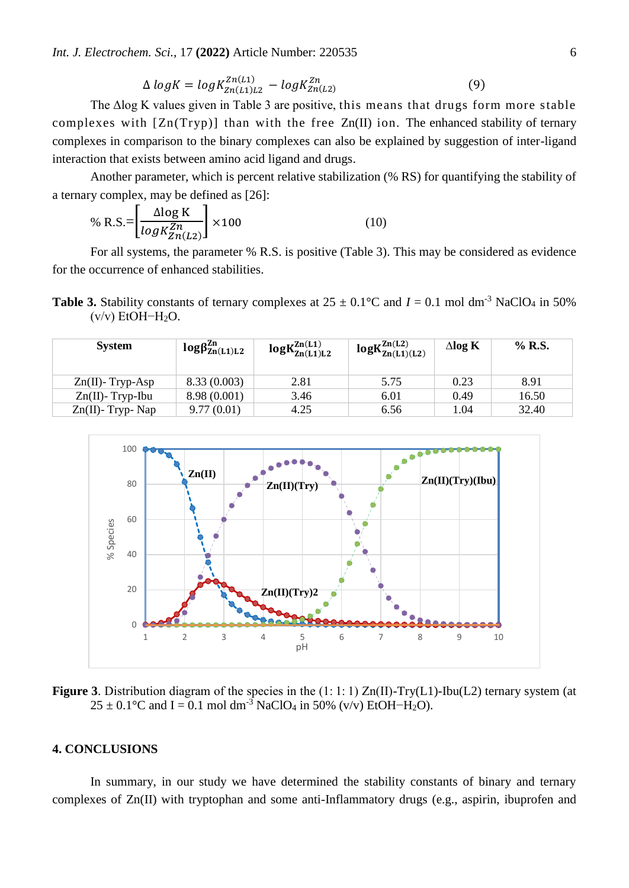$$\Delta\ logK = logK^{Zn(L1)}_{Zn(L1)L2} - logK^{Zn}_{Zn(L2)} \qquad (9)$$

The Δlog K values given in Table 3 are positive, this means that drugs form more stable complexes with [Zn(Tryp)] than with the free Zn(II) ion. The enhanced stability of ternary complexes in comparison to the binary complexes can also be explained by suggestion of inter-ligand interaction that exists between amino acid ligand and drugs.

Another parameter, which is percent relative stabilization (% RS) for quantifying the stability of a ternary complex, may be defined as [26]:

$$\%\ R.S. = \left[\frac{\Delta \log K}{logK^{Zn}_{Zn(L2)}}\right] \times 100 \qquad (10)$$

For all systems, the parameter % R.S. is positive (Table 3). This may be considered as evidence for the occurrence of enhanced stabilities.

**Table 3.** Stability constants of ternary complexes at 25 ± 0.1°C and $I$ = 0.1 mol dm$^{-3}$ $NaClO_4$ in 50% (v/v) EtOH−$H_2O$.

| System | $\log\beta^{Zn}_{Zn(L1)L2}$ | $\log K^{Zn(L1)}_{Zn(L1)L2}$ | $\log K^{Zn(L2)}_{Zn(L1)(L2)}$ | Δlog K | % R.S. |
|---|---|---|---|---|---|
| Zn(II)- Tryp-Asp | 8.33 (0.003) | 2.81 | 5.75 | 0.23 | 8.91 |
| Zn(II)- Tryp-Ibu | 8.98 (0.001) | 3.46 | 6.01 | 0.49 | 16.50 |
| Zn(II)- Tryp- Nap | 9.77 (0.01) | 4.25 | 6.56 | 1.04 | 32.40 |

**Figure 3**. Distribution diagram of the species in the (1: 1: 1) Zn(II)-Try(L1)-Ibu(L2) ternary system (at 25 ± 0.1°C and I = 0.1 mol dm$^{-3}$ $NaClO_4$ in 50% (v/v) EtOH−$H_2O$).

## 4. CONCLUSIONS

In summary, in our study we have determined the stability constants of binary and ternary complexes of Zn(II) with tryptophan and some anti-Inflammatory drugs (e.g., aspirin, ibuprofen and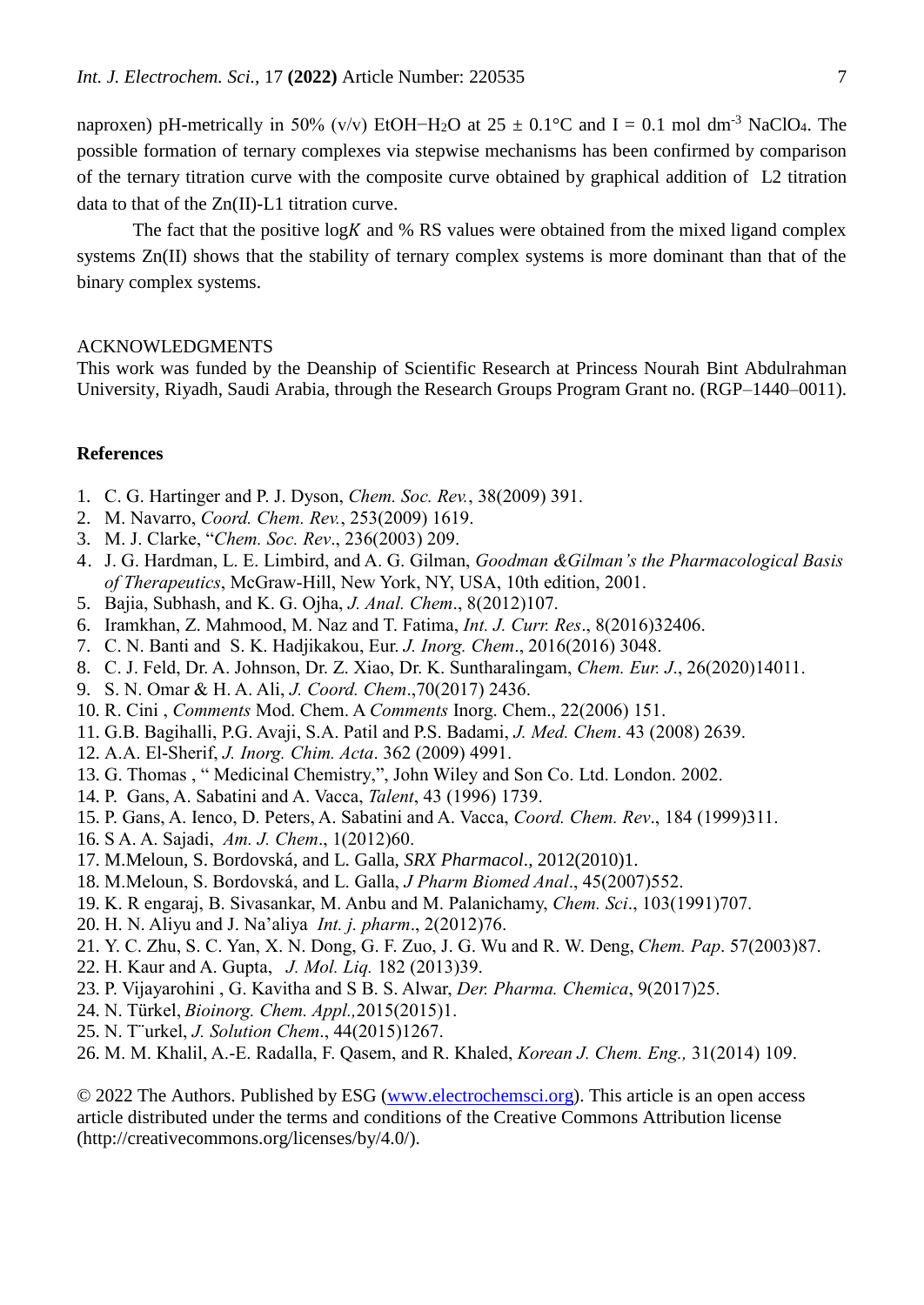naproxen) pH-metrically in 50% (v/v) EtOH−$H_2O$ at 25 ± 0.1°C and I = 0.1 mol $dm^{-3}$ $NaClO_4$. The possible formation of ternary complexes via stepwise mechanisms has been confirmed by comparison of the ternary titration curve with the composite curve obtained by graphical addition of L2 titration data to that of the Zn(II)-L1 titration curve.

The fact that the positive log$K$ and % RS values were obtained from the mixed ligand complex systems Zn(II) shows that the stability of ternary complex systems is more dominant than that of the binary complex systems.

ACKNOWLEDGMENTS

This work was funded by the Deanship of Scientific Research at Princess Nourah Bint Abdulrahman University, Riyadh, Saudi Arabia, through the Research Groups Program Grant no. (RGP–1440–0011).

## References

1. C. G. Hartinger and P. J. Dyson, *Chem. Soc. Rev.*, 38(2009) 391.
2. M. Navarro, *Coord. Chem. Rev.*, 253(2009) 1619.
3. M. J. Clarke, "*Chem. Soc. Rev*., 236(2003) 209.
4. J. G. Hardman, L. E. Limbird, and A. G. Gilman, *Goodman &Gilman's the Pharmacological Basis of Therapeutics*, McGraw-Hill, New York, NY, USA, 10th edition, 2001.
5. Bajia, Subhash, and K. G. Ojha, *J. Anal. Chem*., 8(2012)107.
6. Iramkhan, Z. Mahmood, M. Naz and T. Fatima, *Int. J. Curr. Res*., 8(2016)32406.
7. C. N. Banti and S. K. Hadjikakou, Eur. *J. Inorg. Chem*., 2016(2016) 3048.
8. C. J. Feld, Dr. A. Johnson, Dr. Z. Xiao, Dr. K. Suntharalingam, *Chem. Eur. J*., 26(2020)14011.
9. S. N. Omar & H. A. Ali, *J. Coord. Chem*.,70(2017) 2436.
10. R. Cini , *Comments* Mod. Chem. A *Comments* Inorg. Chem., 22(2006) 151.
11. G.B. Bagihalli, P.G. Avaji, S.A. Patil and P.S. Badami, *J. Med. Chem*. 43 (2008) 2639.
12. A.A. El-Sherif, *J. Inorg. Chim. Acta*. 362 (2009) 4991.
13. G. Thomas , " Medicinal Chemistry,", John Wiley and Son Co. Ltd. London. 2002.
14. P. Gans, A. Sabatini and A. Vacca, *Talent*, 43 (1996) 1739.
15. P. Gans, A. Ienco, D. Peters, A. Sabatini and A. Vacca, *Coord. Chem. Rev*., 184 (1999)311.
16. S A. A. Sajadi, *Am. J. Chem*., 1(2012)60.
17. M.Meloun, S. Bordovská, and L. Galla, *SRX Pharmacol*., 2012(2010)1.
18. M.Meloun, S. Bordovská, and L. Galla, *J Pharm Biomed Anal*., 45(2007)552.
19. K. R engaraj, B. Sivasankar, M. Anbu and M. Palanichamy, *Chem. Sci*., 103(1991)707.
20. H. N. Aliyu and J. Na'aliya *Int. j. pharm*., 2(2012)76.
21. Y. C. Zhu, S. C. Yan, X. N. Dong, G. F. Zuo, J. G. Wu and R. W. Deng, *Chem. Pap*. 57(2003)87.
22. H. Kaur and A. Gupta, *J. Mol. Liq.* 182 (2013)39.
23. P. Vijayarohini , G. Kavitha and S B. S. Alwar, *Der. Pharma. Chemica*, 9(2017)25.
24. N. Türkel, *Bioinorg. Chem. Appl.,*2015(2015)1.
25. N. T¨urkel, *J. Solution Chem*., 44(2015)1267.
26. M. M. Khalil, A.-E. Radalla, F. Qasem, and R. Khaled, *Korean J. Chem. Eng.,* 31(2014) 109.

© 2022 The Authors. Published by ESG (www.electrochemsci.org). This article is an open access article distributed under the terms and conditions of the Creative Commons Attribution license (http://creativecommons.org/licenses/by/4.0/).